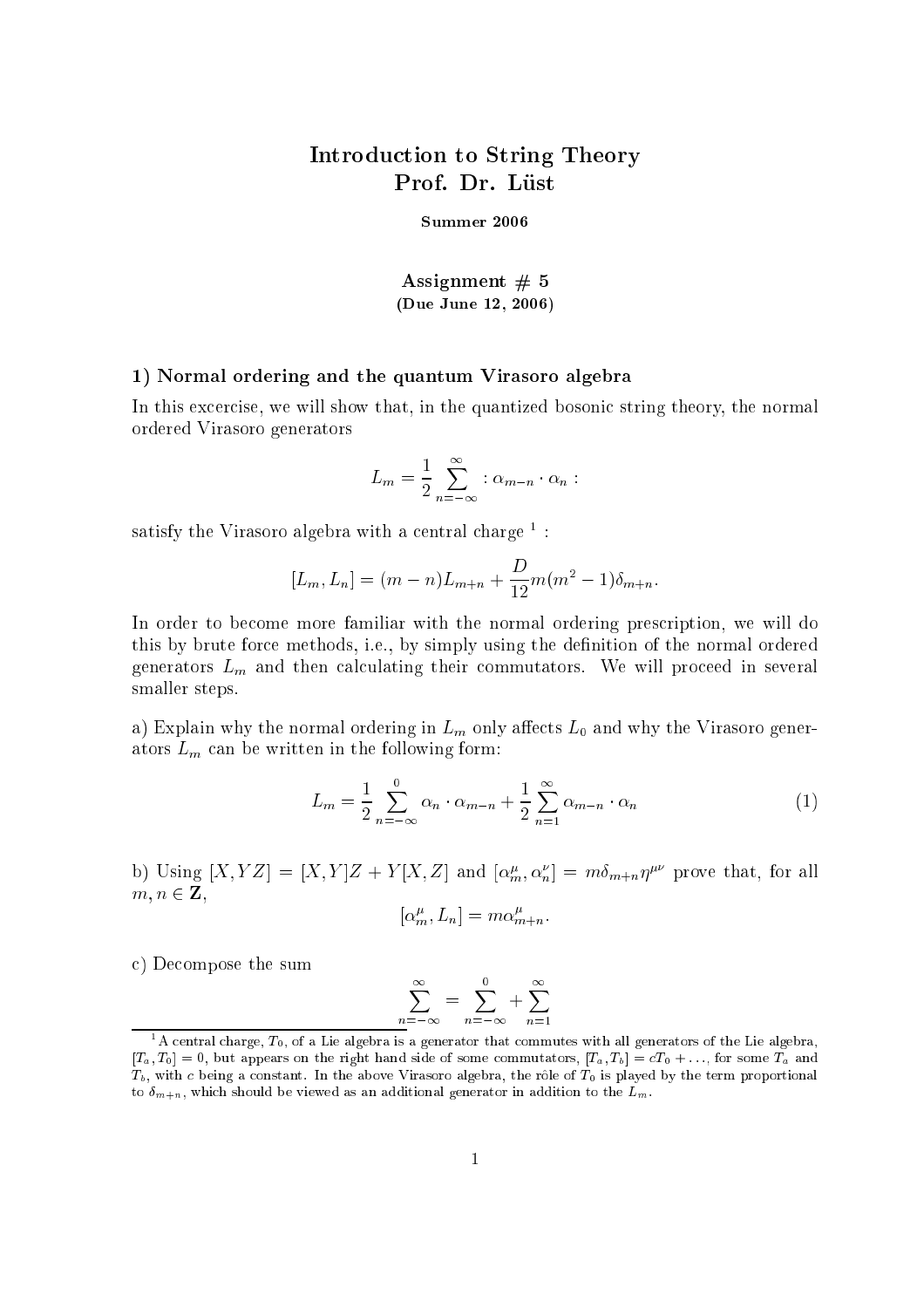# Introduction to String Theory
# Prof. Dr. Lüst

**Summer 2006**

## Assignment # 5
**(Due June 12, 2006)**

### 1) Normal ordering and the quantum Virasoro algebra

In this excercise, we will show that, in the quantized bosonic string theory, the normal ordered Virasoro generators

$$L_m = \frac{1}{2} \sum_{n=-\infty}^{\infty} : \alpha_{m-n} \cdot \alpha_n :$$

satisfy the Virasoro algebra with a central charge [1] :

$$[L_m, L_n] = (m-n)L_{m+n} + \frac{D}{12} m(m^2-1)\delta_{m+n}.$$

In order to become more familiar with the normal ordering prescription, we will do this by brute force methods, i.e., by simply using the definition of the normal ordered generators $L_m$ and then calculating their commutators. We will proceed in several smaller steps.

a) Explain why the normal ordering in $L_m$ only affects $L_0$ and why the Virasoro generators $L_m$ can be written in the following form:

$$L_m = \frac{1}{2} \sum_{n=-\infty}^{0} \alpha_n \cdot \alpha_{m-n} + \frac{1}{2} \sum_{n=1}^{\infty} \alpha_{m-n} \cdot \alpha_n \tag{1}$$

b) Using $[X, YZ] = [X,Y]Z + Y[X,Z]$ and $[\alpha^\mu_m, \alpha^\nu_n] = m\delta_{m+n}\eta^{\mu\nu}$ prove that, for all $m, n \in \mathbf{Z}$,

$$[\alpha^\mu_m, L_n] = m\alpha^\mu_{m+n}.$$

c) Decompose the sum

$$\sum_{n=-\infty}^{\infty} = \sum_{n=-\infty}^{0} + \sum_{n=1}^{\infty}$$

---

[1] A central charge, $T_0$, of a Lie algebra is a generator that commutes with all generators of the Lie algebra, $[T_a, T_0] = 0$, but appears on the right hand side of some commutators, $[T_a, T_b] = cT_0 + \ldots$, for some $T_a$ and $T_b$, with $c$ being a constant. In the above Virasoro algebra, the rôle of $T_0$ is played by the term proportional to $\delta_{m+n}$, which should be viewed as an additional generator in addition to the $L_m$.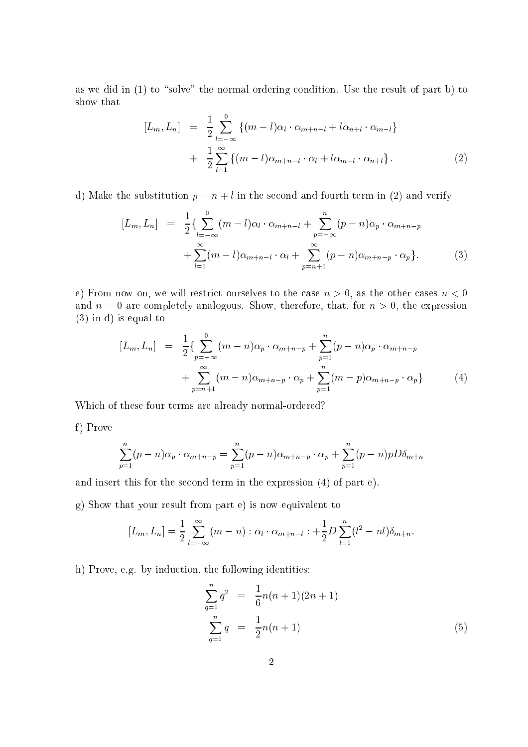as we did in (1) to "solve" the normal ordering condition. Use the result of part b) to show that

$$
\begin{aligned}
[L_m, L_n] &= \frac{1}{2}\sum_{l=-\infty}^{0}\left\{(m-l)\alpha_l \cdot \alpha_{m+n-l} + l\alpha_{n+l}\cdot\alpha_{m-l}\right\} \\
&+ \frac{1}{2}\sum_{l=1}^{\infty}\left\{(m-l)\alpha_{m+n-l}\cdot\alpha_l + l\alpha_{m-l}\cdot\alpha_{n+l}\right\}.
\end{aligned} \tag{2}
$$

d) Make the substitution $p = n + l$ in the second and fourth term in (2) and verify

$$
\begin{aligned}
[L_m, L_n] &= \frac{1}{2}\{\sum_{l=-\infty}^{0}(m-l)\alpha_l\cdot\alpha_{m+n-l} + \sum_{p=-\infty}^{n}(p-n)\alpha_p\cdot\alpha_{m+n-p} \\
&+ \sum_{l=1}^{\infty}(m-l)\alpha_{m+n-l}\cdot\alpha_l + \sum_{p=n+1}^{\infty}(p-n)\alpha_{m+n-p}\cdot\alpha_p\}.
\end{aligned} \tag{3}
$$

e) From now on, we will restrict ourselves to the case $n > 0$, as the other cases $n < 0$ and $n = 0$ are completely analogous. Show, therefore, that, for $n > 0$, the expression (3) in d) is equal to

$$
\begin{aligned}
[L_m, L_n] &= \frac{1}{2}\{\sum_{p=-\infty}^{0}(m-n)\alpha_p\cdot\alpha_{m+n-p} + \sum_{p=1}^{n}(p-n)\alpha_p\cdot\alpha_{m+n-p} \\
&+ \sum_{p=n+1}^{\infty}(m-n)\alpha_{m+n-p}\cdot\alpha_p + \sum_{p=1}^{n}(m-p)\alpha_{m+n-p}\cdot\alpha_p\}
\end{aligned} \tag{4}
$$

Which of these four terms are already normal-ordered?

f) Prove

$$
\sum_{p=1}^{n}(p-n)\alpha_p\cdot\alpha_{m+n-p} = \sum_{p=1}^{n}(p-n)\alpha_{m+n-p}\cdot\alpha_p + \sum_{p=1}^{n}(p-n)pD\delta_{m+n}
$$

and insert this for the second term in the expression (4) of part e).

g) Show that your result from part e) is now equivalent to

$$
[L_m, L_n] = \frac{1}{2}\sum_{l=-\infty}^{\infty}(m-n) :\alpha_l\cdot\alpha_{m+n-l}: + \frac{1}{2}D\sum_{l=1}^{n}(l^2 - nl)\delta_{m+n}.
$$

h) Prove, e.g. by induction, the following identities:

$$
\begin{aligned}
\sum_{q=1}^{n} q^2 &= \frac{1}{6}n(n+1)(2n+1) \\
\sum_{q=1}^{n} q &= \frac{1}{2}n(n+1)
\end{aligned} \tag{5}
$$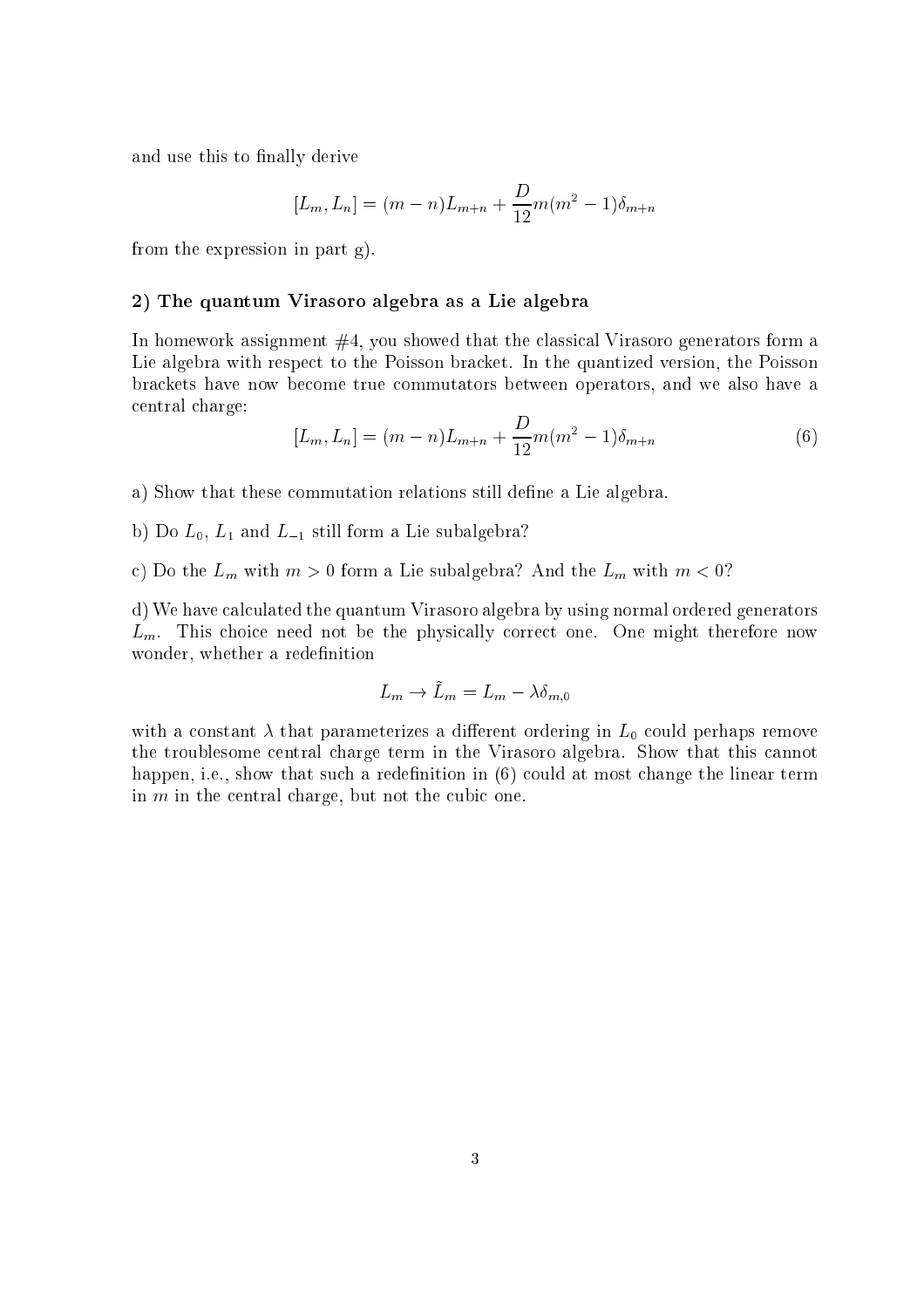and use this to finally derive

$$[L_m, L_n] = (m-n)L_{m+n} + \frac{D}{12}m(m^2-1)\delta_{m+n}$$

from the expression in part g).

### 2) The quantum Virasoro algebra as a Lie algebra

In homework assignment #4, you showed that the classical Virasoro generators form a Lie algebra with respect to the Poisson bracket. In the quantized version, the Poisson brackets have now become true commutators between operators, and we also have a central charge:

$$[L_m, L_n] = (m-n)L_{m+n} + \frac{D}{12}m(m^2-1)\delta_{m+n} \tag{6}$$

a) Show that these commutation relations still define a Lie algebra.

b) Do $L_0$, $L_1$ and $L_{-1}$ still form a Lie subalgebra?

c) Do the $L_m$ with $m > 0$ form a Lie subalgebra? And the $L_m$ with $m < 0$?

d) We have calculated the quantum Virasoro algebra by using normal ordered generators $L_m$. This choice need not be the physically correct one. One might therefore now wonder, whether a redefinition

$$L_m \to \tilde{L}_m = L_m - \lambda\delta_{m,0}$$

with a constant $\lambda$ that parameterizes a different ordering in $L_0$ could perhaps remove the troublesome central charge term in the Virasoro algebra. Show that this cannot happen, i.e., show that such a redefinition in (6) could at most change the linear term in $m$ in the central charge, but not the cubic one.